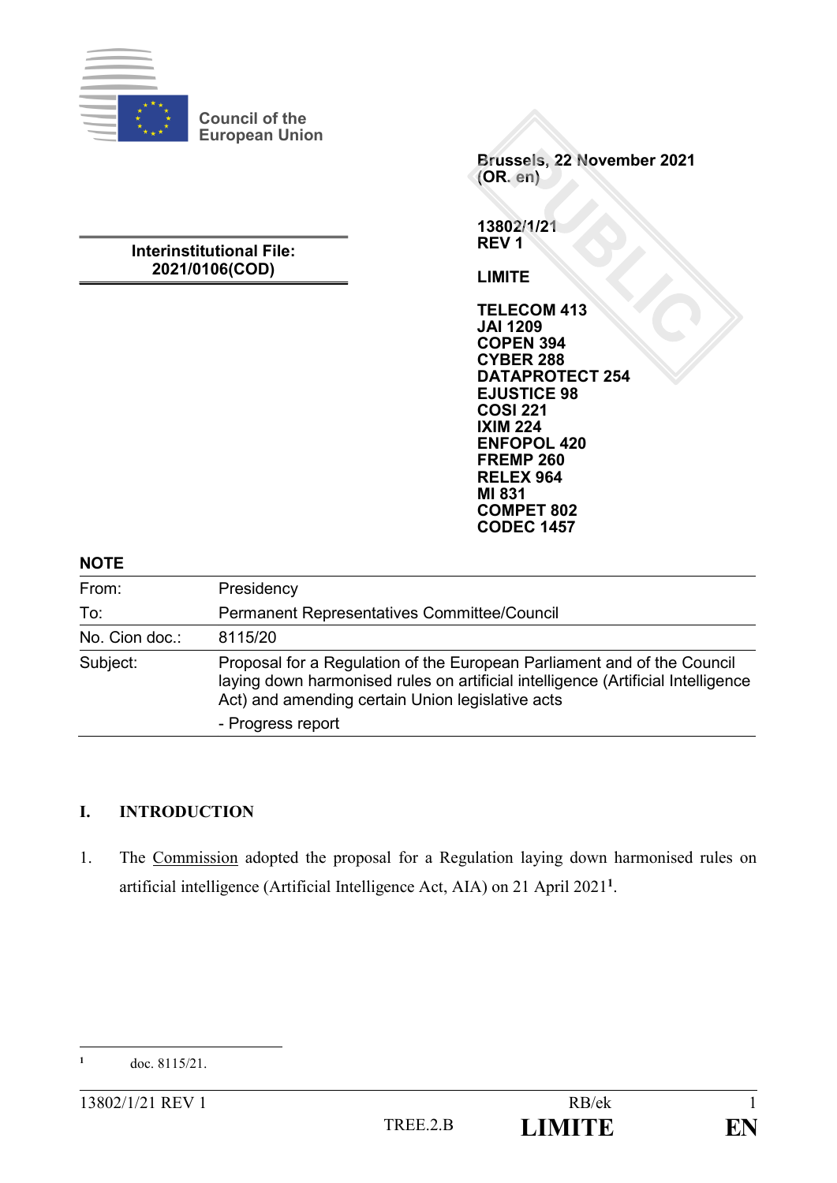Council of the European Union

Brussels, 22 November 2021
(OR. en)

**Interinstitutional File:**
**2021/0106(COD)**

**13802/1/21**
**REV 1**

**LIMITE**

**TELECOM 413**
**JAI 1209**
**COPEN 394**
**CYBER 288**
**DATAPROTECT 254**
**EJUSTICE 98**
**COSI 221**
**IXIM 224**
**ENFOPOL 420**
**FREMP 260**
**RELEX 964**
**MI 831**
**COMPET 802**
**CODEC 1457**

**NOTE**

| | |
|---|---|
| From: | Presidency |
| To: | Permanent Representatives Committee/Council |
| No. Cion doc.: | 8115/20 |
| Subject: | Proposal for a Regulation of the European Parliament and of the Council laying down harmonised rules on artificial intelligence (Artificial Intelligence Act) and amending certain Union legislative acts<br>- Progress report |

## I. INTRODUCTION

1. The Commission adopted the proposal for a Regulation laying down harmonised rules on artificial intelligence (Artificial Intelligence Act, AIA) on 21 April 2021[1].

[1] doc. 8115/21.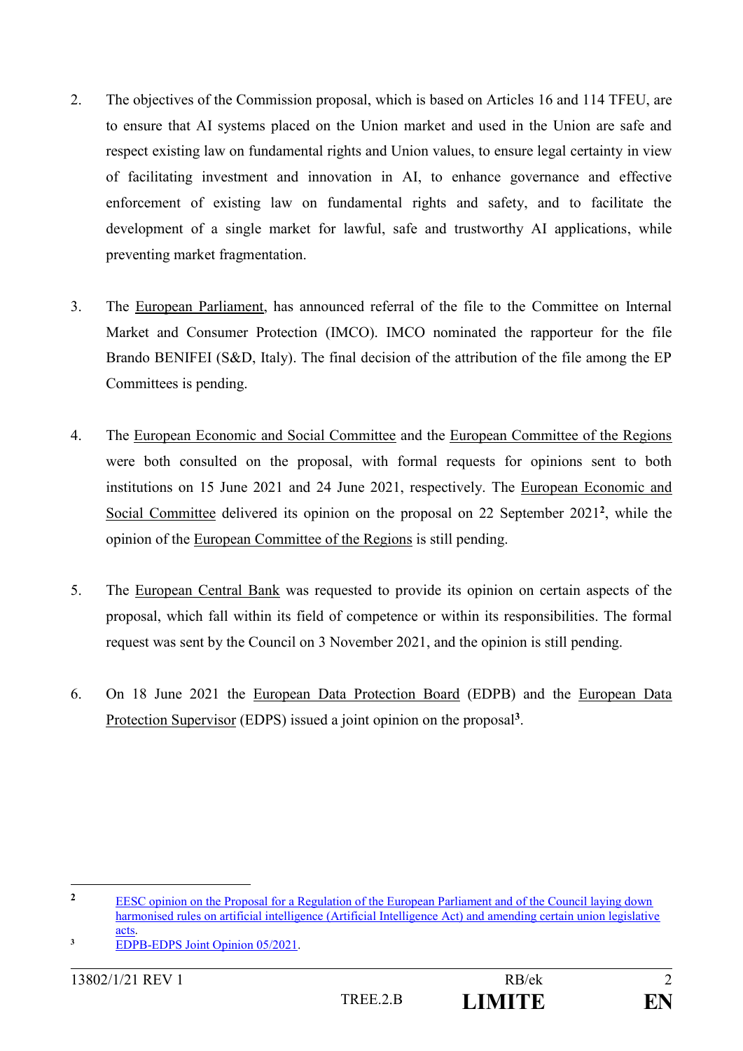2. The objectives of the Commission proposal, which is based on Articles 16 and 114 TFEU, are to ensure that AI systems placed on the Union market and used in the Union are safe and respect existing law on fundamental rights and Union values, to ensure legal certainty in view of facilitating investment and innovation in AI, to enhance governance and effective enforcement of existing law on fundamental rights and safety, and to facilitate the development of a single market for lawful, safe and trustworthy AI applications, while preventing market fragmentation.

3. The European Parliament, has announced referral of the file to the Committee on Internal Market and Consumer Protection (IMCO). IMCO nominated the rapporteur for the file Brando BENIFEI (S&D, Italy). The final decision of the attribution of the file among the EP Committees is pending.

4. The European Economic and Social Committee and the European Committee of the Regions were both consulted on the proposal, with formal requests for opinions sent to both institutions on 15 June 2021 and 24 June 2021, respectively. The European Economic and Social Committee delivered its opinion on the proposal on 22 September 2021[2], while the opinion of the European Committee of the Regions is still pending.

5. The European Central Bank was requested to provide its opinion on certain aspects of the proposal, which fall within its field of competence or within its responsibilities. The formal request was sent by the Council on 3 November 2021, and the opinion is still pending.

6. On 18 June 2021 the European Data Protection Board (EDPB) and the European Data Protection Supervisor (EDPS) issued a joint opinion on the proposal[3].

---

[2] EESC opinion on the Proposal for a Regulation of the European Parliament and of the Council laying down harmonised rules on artificial intelligence (Artificial Intelligence Act) and amending certain union legislative acts.

[3] EDPB-EDPS Joint Opinion 05/2021.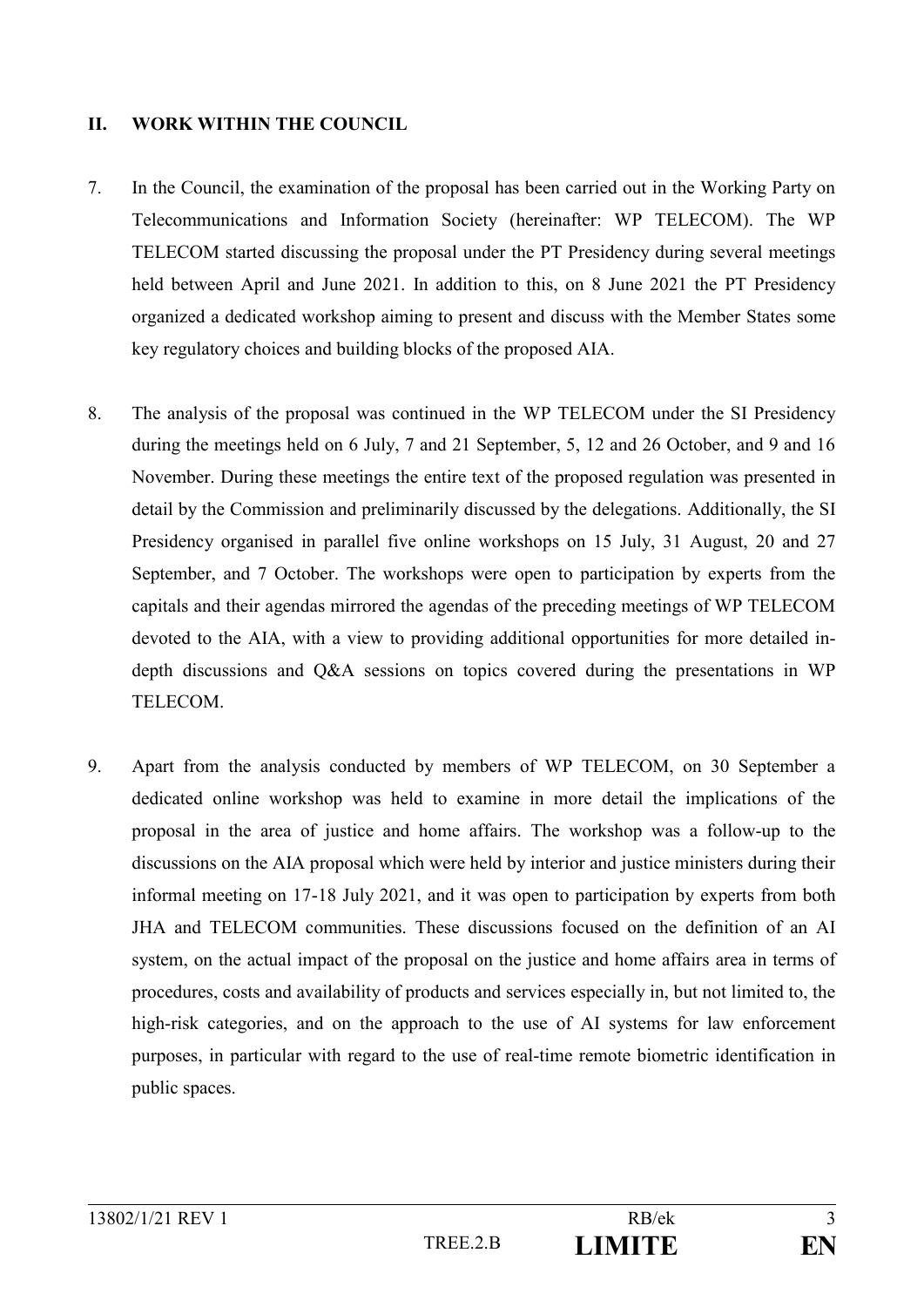## II. WORK WITHIN THE COUNCIL

7. In the Council, the examination of the proposal has been carried out in the Working Party on Telecommunications and Information Society (hereinafter: WP TELECOM). The WP TELECOM started discussing the proposal under the PT Presidency during several meetings held between April and June 2021. In addition to this, on 8 June 2021 the PT Presidency organized a dedicated workshop aiming to present and discuss with the Member States some key regulatory choices and building blocks of the proposed AIA.

8. The analysis of the proposal was continued in the WP TELECOM under the SI Presidency during the meetings held on 6 July, 7 and 21 September, 5, 12 and 26 October, and 9 and 16 November. During these meetings the entire text of the proposed regulation was presented in detail by the Commission and preliminarily discussed by the delegations. Additionally, the SI Presidency organised in parallel five online workshops on 15 July, 31 August, 20 and 27 September, and 7 October. The workshops were open to participation by experts from the capitals and their agendas mirrored the agendas of the preceding meetings of WP TELECOM devoted to the AIA, with a view to providing additional opportunities for more detailed in-depth discussions and Q&A sessions on topics covered during the presentations in WP TELECOM.

9. Apart from the analysis conducted by members of WP TELECOM, on 30 September a dedicated online workshop was held to examine in more detail the implications of the proposal in the area of justice and home affairs. The workshop was a follow-up to the discussions on the AIA proposal which were held by interior and justice ministers during their informal meeting on 17-18 July 2021, and it was open to participation by experts from both JHA and TELECOM communities. These discussions focused on the definition of an AI system, on the actual impact of the proposal on the justice and home affairs area in terms of procedures, costs and availability of products and services especially in, but not limited to, the high-risk categories, and on the approach to the use of AI systems for law enforcement purposes, in particular with regard to the use of real-time remote biometric identification in public spaces.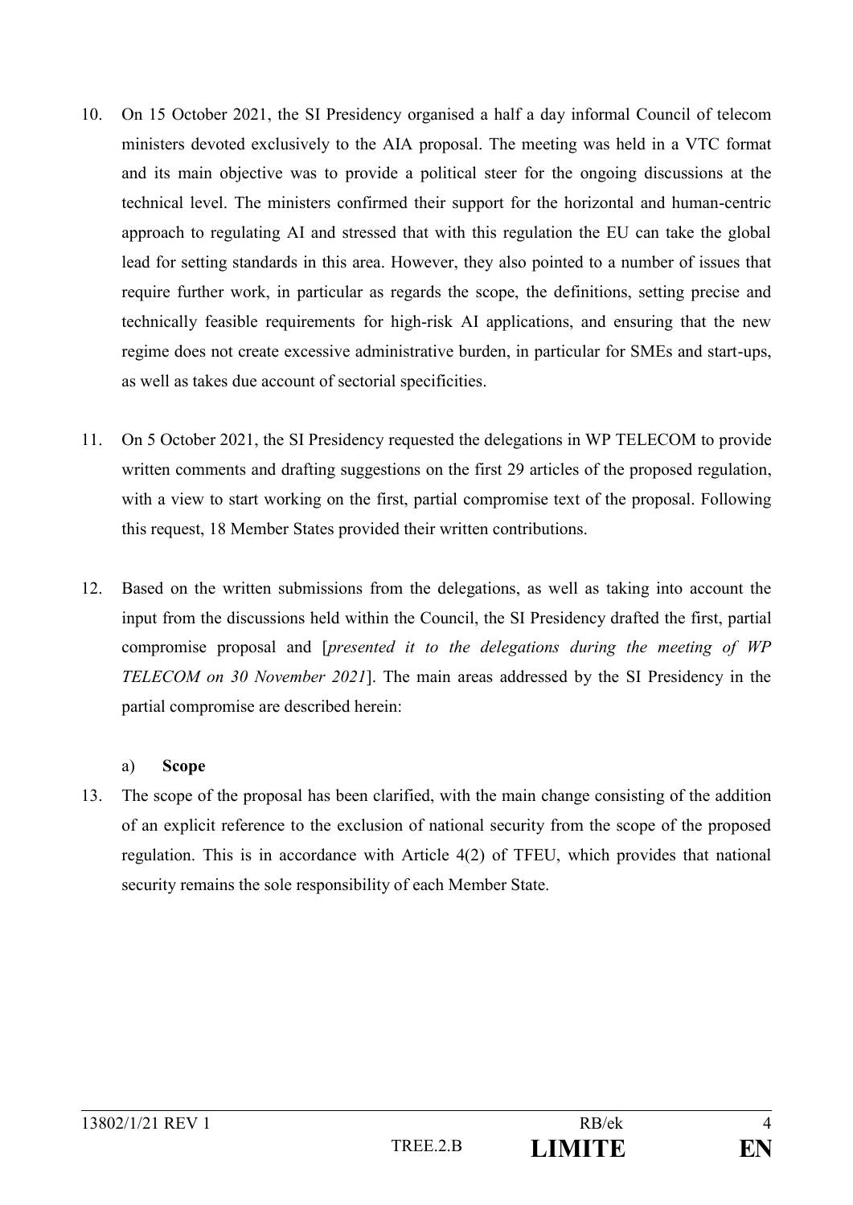10. On 15 October 2021, the SI Presidency organised a half a day informal Council of telecom ministers devoted exclusively to the AIA proposal. The meeting was held in a VTC format and its main objective was to provide a political steer for the ongoing discussions at the technical level. The ministers confirmed their support for the horizontal and human-centric approach to regulating AI and stressed that with this regulation the EU can take the global lead for setting standards in this area. However, they also pointed to a number of issues that require further work, in particular as regards the scope, the definitions, setting precise and technically feasible requirements for high-risk AI applications, and ensuring that the new regime does not create excessive administrative burden, in particular for SMEs and start-ups, as well as takes due account of sectorial specificities.

11. On 5 October 2021, the SI Presidency requested the delegations in WP TELECOM to provide written comments and drafting suggestions on the first 29 articles of the proposed regulation, with a view to start working on the first, partial compromise text of the proposal. Following this request, 18 Member States provided their written contributions.

12. Based on the written submissions from the delegations, as well as taking into account the input from the discussions held within the Council, the SI Presidency drafted the first, partial compromise proposal and [*presented it to the delegations during the meeting of WP TELECOM on 30 November 2021*]. The main areas addressed by the SI Presidency in the partial compromise are described herein:

   a) **Scope**

13. The scope of the proposal has been clarified, with the main change consisting of the addition of an explicit reference to the exclusion of national security from the scope of the proposed regulation. This is in accordance with Article 4(2) of TFEU, which provides that national security remains the sole responsibility of each Member State.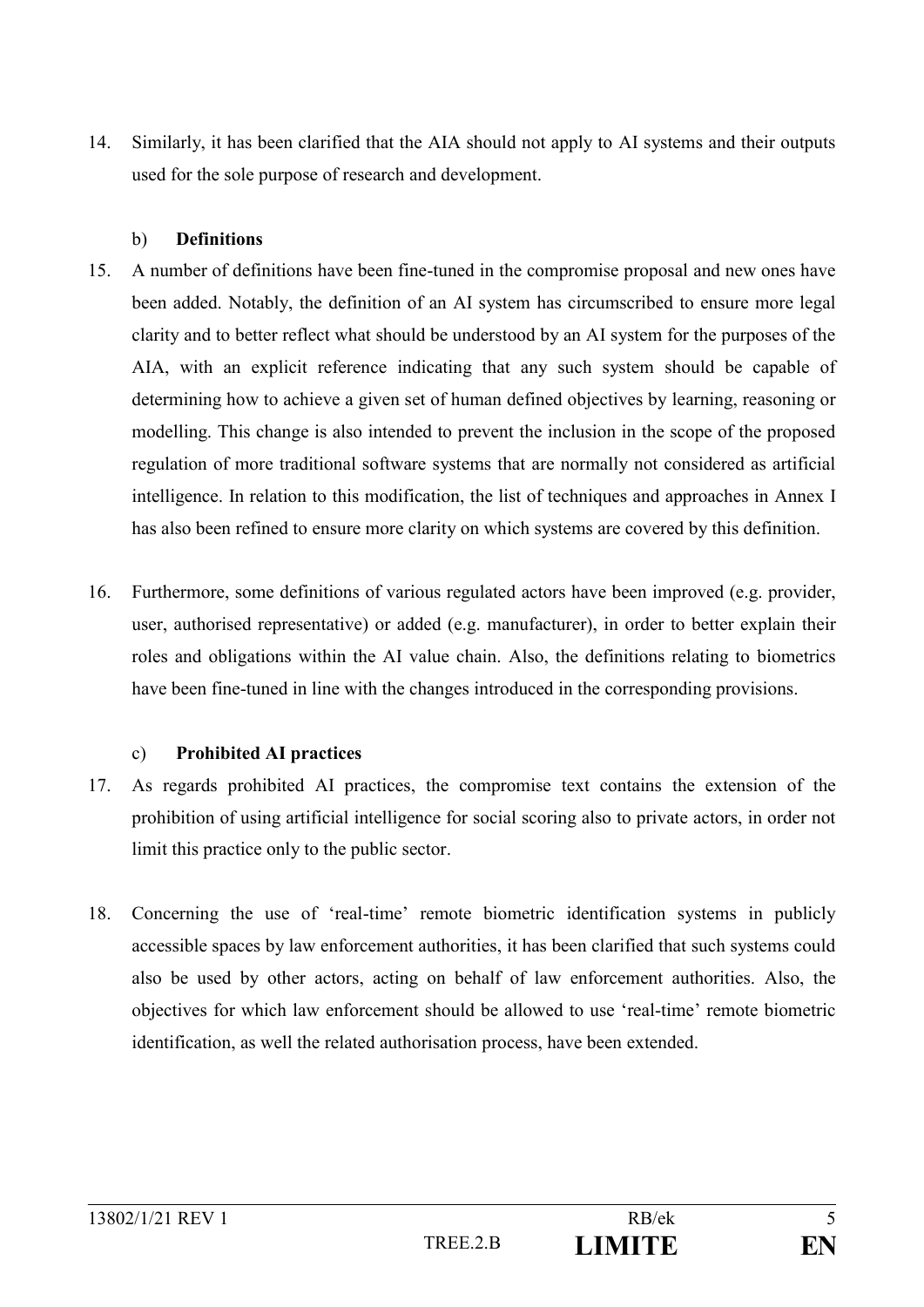14. Similarly, it has been clarified that the AIA should not apply to AI systems and their outputs used for the sole purpose of research and development.

b) **Definitions**

15. A number of definitions have been fine-tuned in the compromise proposal and new ones have been added. Notably, the definition of an AI system has circumscribed to ensure more legal clarity and to better reflect what should be understood by an AI system for the purposes of the AIA, with an explicit reference indicating that any such system should be capable of determining how to achieve a given set of human defined objectives by learning, reasoning or modelling. This change is also intended to prevent the inclusion in the scope of the proposed regulation of more traditional software systems that are normally not considered as artificial intelligence. In relation to this modification, the list of techniques and approaches in Annex I has also been refined to ensure more clarity on which systems are covered by this definition.

16. Furthermore, some definitions of various regulated actors have been improved (e.g. provider, user, authorised representative) or added (e.g. manufacturer), in order to better explain their roles and obligations within the AI value chain. Also, the definitions relating to biometrics have been fine-tuned in line with the changes introduced in the corresponding provisions.

c) **Prohibited AI practices**

17. As regards prohibited AI practices, the compromise text contains the extension of the prohibition of using artificial intelligence for social scoring also to private actors, in order not limit this practice only to the public sector.

18. Concerning the use of 'real-time' remote biometric identification systems in publicly accessible spaces by law enforcement authorities, it has been clarified that such systems could also be used by other actors, acting on behalf of law enforcement authorities. Also, the objectives for which law enforcement should be allowed to use 'real-time' remote biometric identification, as well the related authorisation process, have been extended.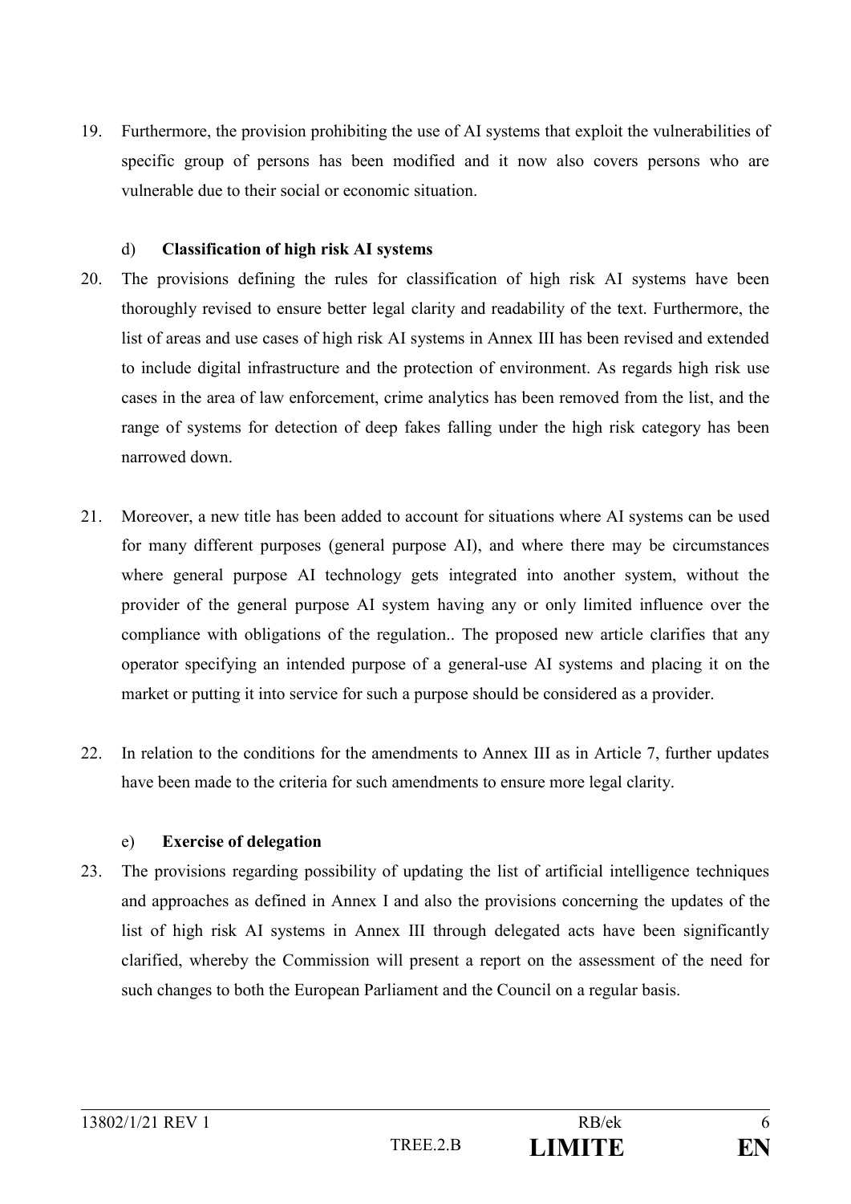19. Furthermore, the provision prohibiting the use of AI systems that exploit the vulnerabilities of specific group of persons has been modified and it now also covers persons who are vulnerable due to their social or economic situation.

### d) **Classification of high risk AI systems**

20. The provisions defining the rules for classification of high risk AI systems have been thoroughly revised to ensure better legal clarity and readability of the text. Furthermore, the list of areas and use cases of high risk AI systems in Annex III has been revised and extended to include digital infrastructure and the protection of environment. As regards high risk use cases in the area of law enforcement, crime analytics has been removed from the list, and the range of systems for detection of deep fakes falling under the high risk category has been narrowed down.

21. Moreover, a new title has been added to account for situations where AI systems can be used for many different purposes (general purpose AI), and where there may be circumstances where general purpose AI technology gets integrated into another system, without the provider of the general purpose AI system having any or only limited influence over the compliance with obligations of the regulation.. The proposed new article clarifies that any operator specifying an intended purpose of a general-use AI systems and placing it on the market or putting it into service for such a purpose should be considered as a provider.

22. In relation to the conditions for the amendments to Annex III as in Article 7, further updates have been made to the criteria for such amendments to ensure more legal clarity.

### e) **Exercise of delegation**

23. The provisions regarding possibility of updating the list of artificial intelligence techniques and approaches as defined in Annex I and also the provisions concerning the updates of the list of high risk AI systems in Annex III through delegated acts have been significantly clarified, whereby the Commission will present a report on the assessment of the need for such changes to both the European Parliament and the Council on a regular basis.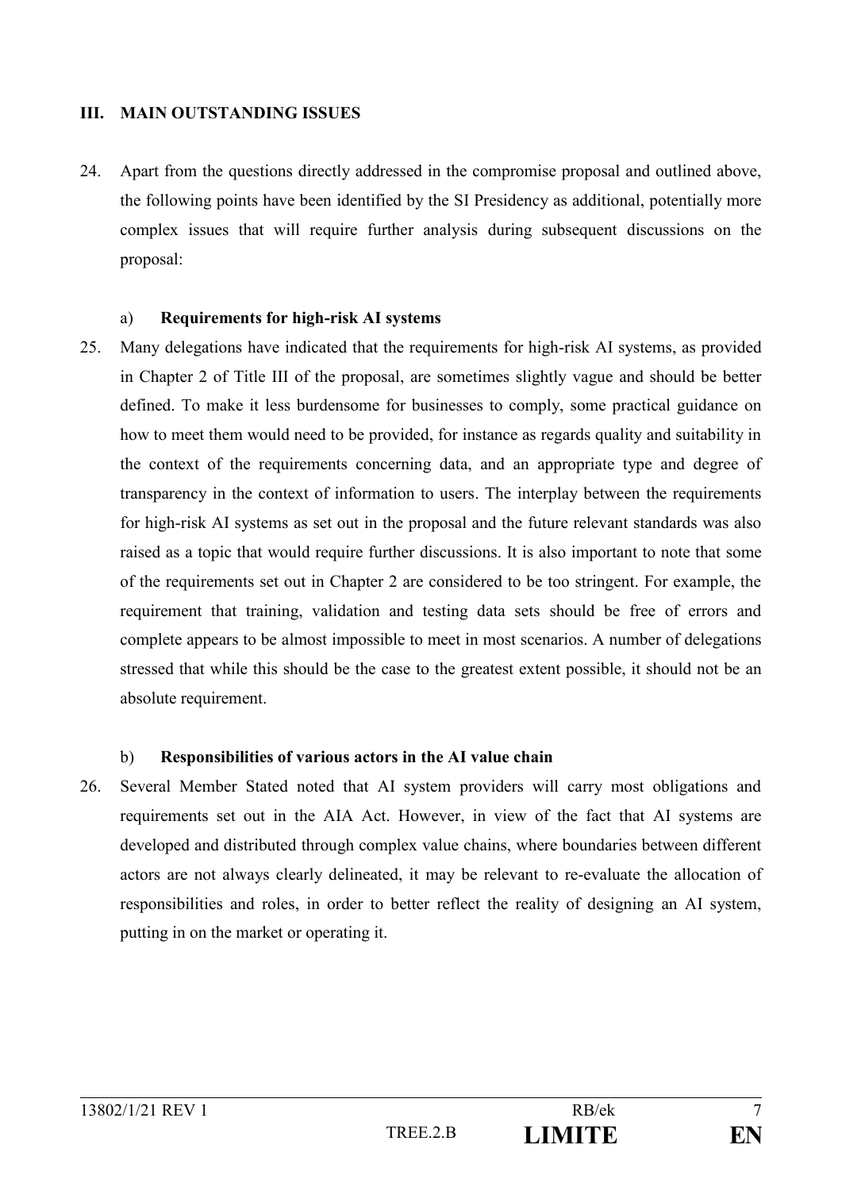## III. MAIN OUTSTANDING ISSUES

24. Apart from the questions directly addressed in the compromise proposal and outlined above, the following points have been identified by the SI Presidency as additional, potentially more complex issues that will require further analysis during subsequent discussions on the proposal:

### a) **Requirements for high-risk AI systems**

25. Many delegations have indicated that the requirements for high-risk AI systems, as provided in Chapter 2 of Title III of the proposal, are sometimes slightly vague and should be better defined. To make it less burdensome for businesses to comply, some practical guidance on how to meet them would need to be provided, for instance as regards quality and suitability in the context of the requirements concerning data, and an appropriate type and degree of transparency in the context of information to users. The interplay between the requirements for high-risk AI systems as set out in the proposal and the future relevant standards was also raised as a topic that would require further discussions. It is also important to note that some of the requirements set out in Chapter 2 are considered to be too stringent. For example, the requirement that training, validation and testing data sets should be free of errors and complete appears to be almost impossible to meet in most scenarios. A number of delegations stressed that while this should be the case to the greatest extent possible, it should not be an absolute requirement.

### b) **Responsibilities of various actors in the AI value chain**

26. Several Member Stated noted that AI system providers will carry most obligations and requirements set out in the AIA Act. However, in view of the fact that AI systems are developed and distributed through complex value chains, where boundaries between different actors are not always clearly delineated, it may be relevant to re-evaluate the allocation of responsibilities and roles, in order to better reflect the reality of designing an AI system, putting in on the market or operating it.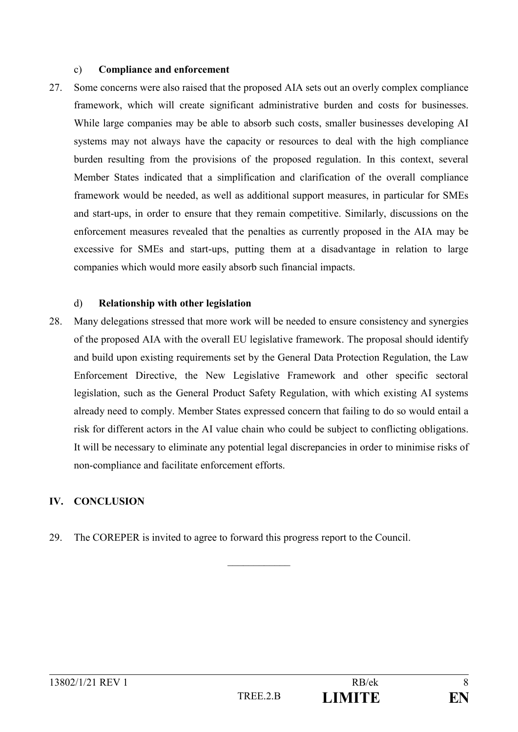c) **Compliance and enforcement**

27. Some concerns were also raised that the proposed AIA sets out an overly complex compliance framework, which will create significant administrative burden and costs for businesses. While large companies may be able to absorb such costs, smaller businesses developing AI systems may not always have the capacity or resources to deal with the high compliance burden resulting from the provisions of the proposed regulation. In this context, several Member States indicated that a simplification and clarification of the overall compliance framework would be needed, as well as additional support measures, in particular for SMEs and start-ups, in order to ensure that they remain competitive. Similarly, discussions on the enforcement measures revealed that the penalties as currently proposed in the AIA may be excessive for SMEs and start-ups, putting them at a disadvantage in relation to large companies which would more easily absorb such financial impacts.

d) **Relationship with other legislation**

28. Many delegations stressed that more work will be needed to ensure consistency and synergies of the proposed AIA with the overall EU legislative framework. The proposal should identify and build upon existing requirements set by the General Data Protection Regulation, the Law Enforcement Directive, the New Legislative Framework and other specific sectoral legislation, such as the General Product Safety Regulation, with which existing AI systems already need to comply. Member States expressed concern that failing to do so would entail a risk for different actors in the AI value chain who could be subject to conflicting obligations. It will be necessary to eliminate any potential legal discrepancies in order to minimise risks of non-compliance and facilitate enforcement efforts.

## IV. CONCLUSION

29. The COREPER is invited to agree to forward this progress report to the Council.